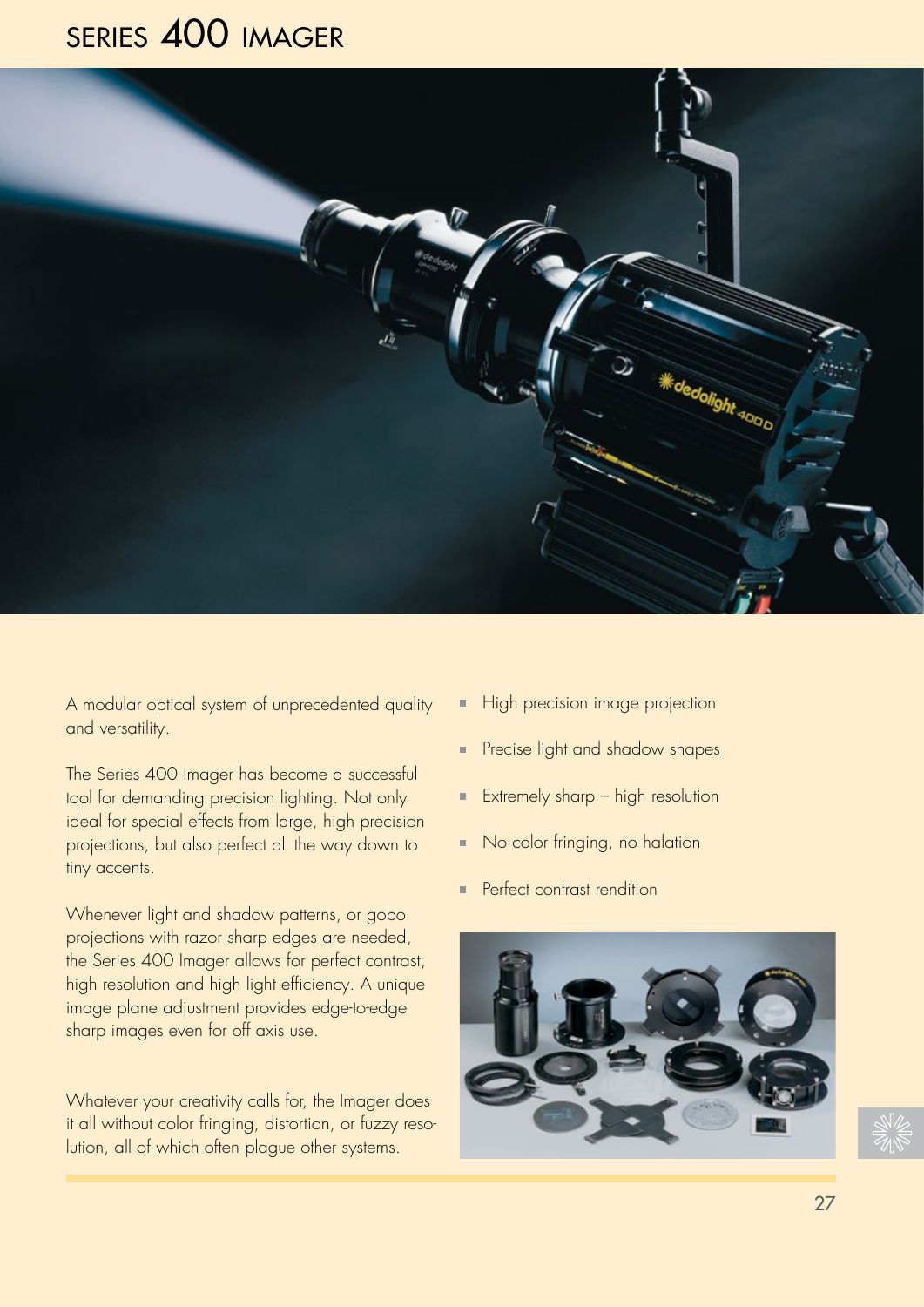# SERIES 400 IMAGER

A modular optical system of unprecedented quality and versatility.

The Series 400 Imager has become a successful tool for demanding precision lighting. Not only ideal for special effects from large, high precision projections, but also perfect all the way down to tiny accents.

Whenever light and shadow patterns, or gobo projections with razor sharp edges are needed, the Series 400 Imager allows for perfect contrast, high resolution and high light efficiency. A unique image plane adjustment provides edge-to-edge sharp images even for off axis use.

Whatever your creativity calls for, the Imager does it all without color fringing, distortion, or fuzzy resolution, all of which often plague other systems.

- High precision image projection
- Precise light and shadow shapes
- Extremely sharp – high resolution
- No color fringing, no halation
- Perfect contrast rendition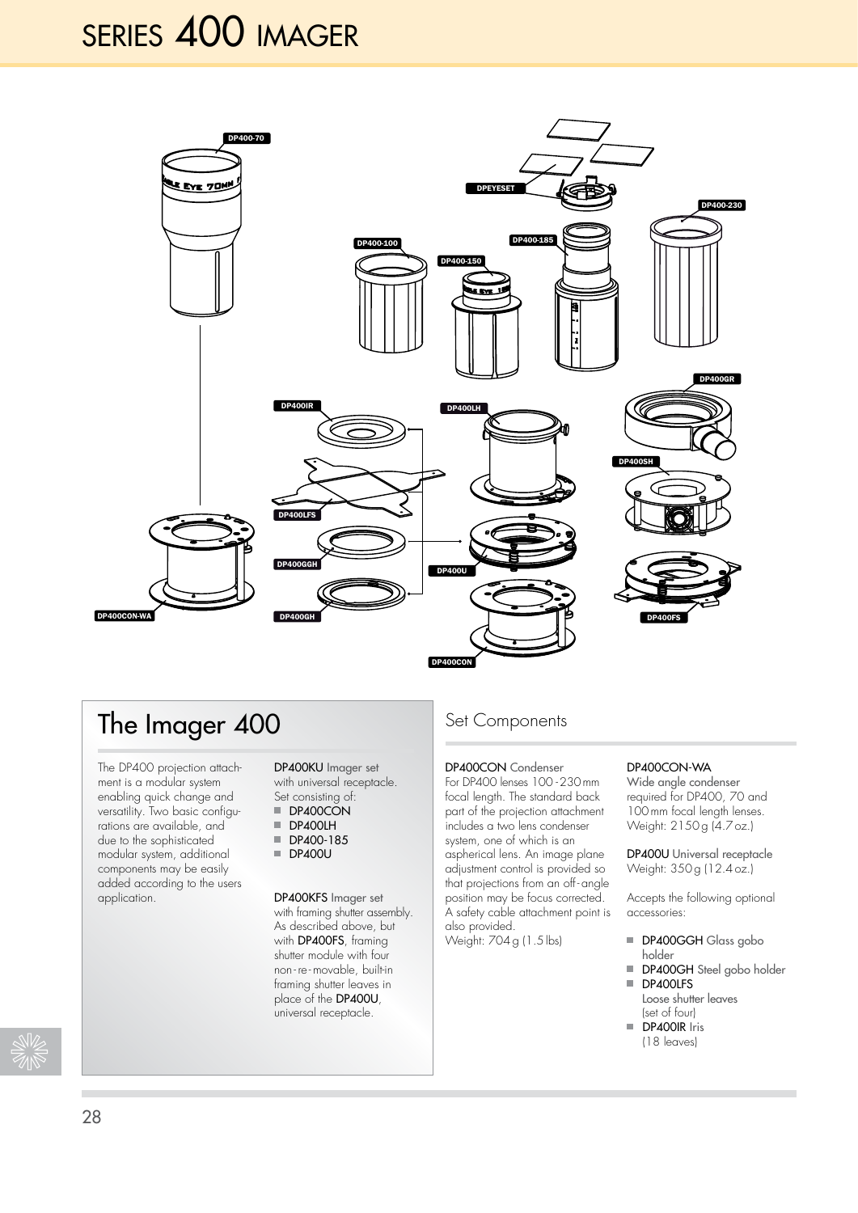# SERIES 400 IMAGER

DP400-70

DPEYESET

DP400-230

DP400-100

DP400-150

DP400-185

DP400IR

DP400LH

DP400GR

DP400SH

DP400LFS

DP400GGH

DP400U

DP400CON-WA

DP400GH

DP400FS

DP400CON

## The Imager 400

The DP400 projection attachment is a modular system enabling quick change and versatility. Two basic configurations are available, and due to the sophisticated modular system, additional components may be easily added according to the users application.

DP400KU Imager set
with universal receptacle.
Set consisting of:

- DP400CON
- DP400LH
- DP400-185
- DP400U

DP400KFS Imager set
with framing shutter assembly. As described above, but with DP400FS, framing shutter module with four non-re-movable, built-in framing shutter leaves in place of the DP400U, universal receptacle.

## Set Components

DP400CON Condenser
For DP400 lenses 100-230 mm focal length. The standard back part of the projection attachment includes a two lens condenser system, one of which is an aspherical lens. An image plane adjustment control is provided so that projections from an off-angle position may be focus corrected. A safety cable attachment point is also provided.
Weight: 704 g (1.5 lbs)

DP400CON-WA
Wide angle condenser required for DP400, 70 and 100 mm focal length lenses.
Weight: 2150 g (4.7 oz.)

DP400U Universal receptacle
Weight: 350 g (12.4 oz.)

Accepts the following optional accessories:

- DP400GGH Glass gobo holder
- DP400GH Steel gobo holder
- DP400LFS
  Loose shutter leaves (set of four)
- DP400IR Iris (18 leaves)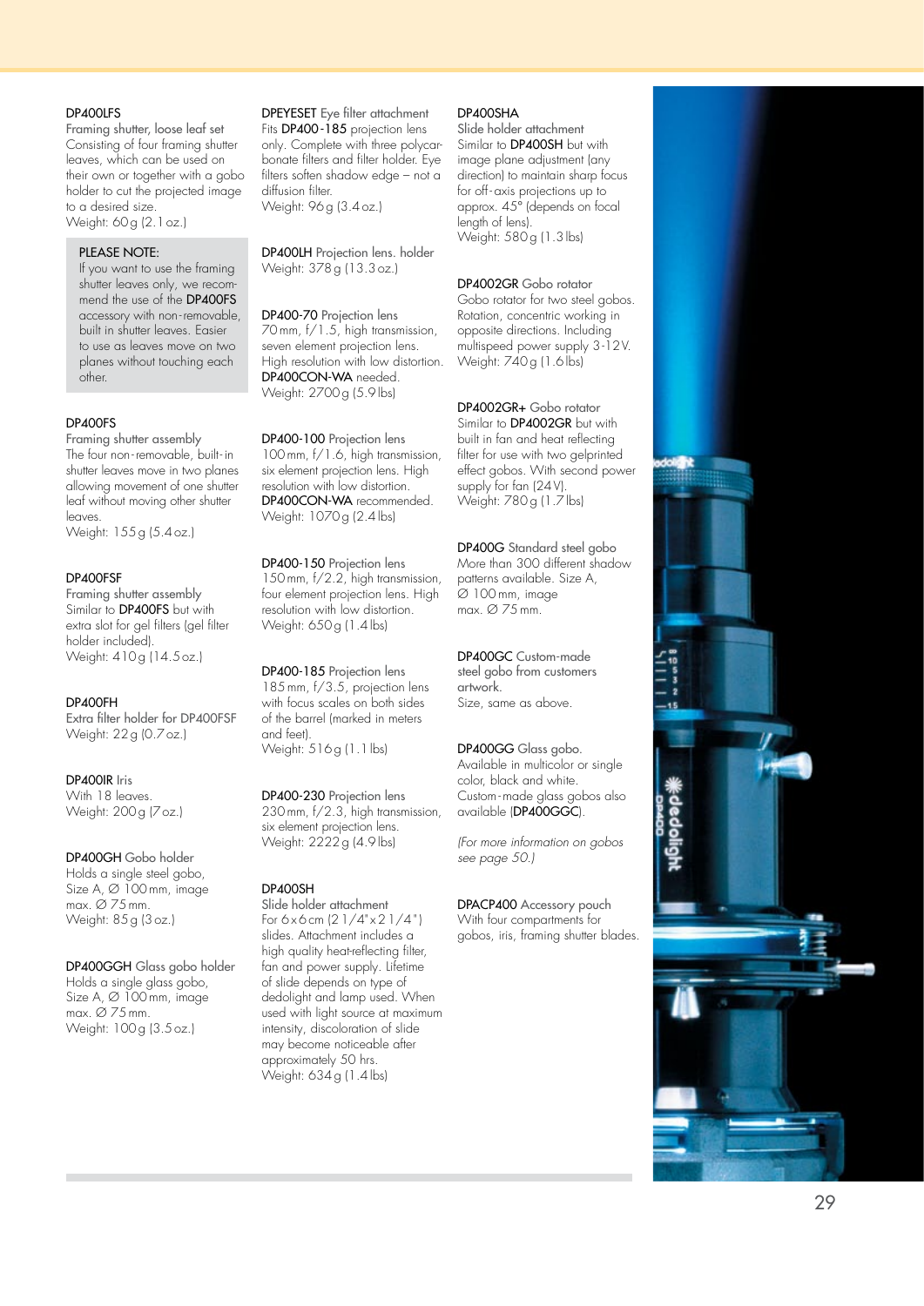**DP400LFS**
Framing shutter, loose leaf set
Consisting of four framing shutter leaves, which can be used on their own or together with a gobo holder to cut the projected image to a desired size.
Weight: 60 g (2.1 oz.)

> **PLEASE NOTE:**
> If you want to use the framing shutter leaves only, we recommend the use of the **DP400FS** accessory with non-removable, built in shutter leaves. Easier to use as leaves move on two planes without touching each other.

**DP400FS**
Framing shutter assembly
The four non-removable, built-in shutter leaves move in two planes allowing movement of one shutter leaf without moving other shutter leaves.
Weight: 155 g (5.4 oz.)

**DP400FSF**
Framing shutter assembly
Similar to **DP400FS** but with extra slot for gel filters (gel filter holder included).
Weight: 410 g (14.5 oz.)

**DP400FH**
Extra filter holder for DP400FSF
Weight: 22 g (0.7 oz.)

**DP400IR** Iris
With 18 leaves.
Weight: 200 g (7 oz.)

**DP400GH** Gobo holder
Holds a single steel gobo, Size A, Ø 100 mm, image max. Ø 75 mm.
Weight: 85 g (3 oz.)

**DP400GGH** Glass gobo holder
Holds a single glass gobo, Size A, Ø 100 mm, image max. Ø 75 mm.
Weight: 100 g (3.5 oz.)

**DPEYESET** Eye filter attachment
Fits **DP400-185** projection lens only. Complete with three polycarbonate filters and filter holder. Eye filters soften shadow edge – not a diffusion filter.
Weight: 96 g (3.4 oz.)

**DP400LH** Projection lens. holder
Weight: 378 g (13.3 oz.)

**DP400-70** Projection lens
70 mm, f/1.5, high transmission, seven element projection lens. High resolution with low distortion. **DP400CON-WA** needed.
Weight: 2700 g (5.9 lbs)

**DP400-100** Projection lens
100 mm, f/1.6, high transmission, six element projection lens. High resolution with low distortion. **DP400CON-WA** recommended.
Weight: 1070 g (2.4 lbs)

**DP400-150** Projection lens
150 mm, f/2.2, high transmission, four element projection lens. High resolution with low distortion.
Weight: 650 g (1.4 lbs)

**DP400-185** Projection lens
185 mm, f/3.5, projection lens with focus scales on both sides of the barrel (marked in meters and feet).
Weight: 516 g (1.1 lbs)

**DP400-230** Projection lens
230 mm, f/2.3, high transmission, six element projection lens.
Weight: 2222 g (4.9 lbs)

**DP400SH**
Slide holder attachment
For 6 x 6 cm (2 1/4" x 2 1/4") slides. Attachment includes a high quality heat-reflecting filter, fan and power supply. Lifetime of slide depends on type of dedolight and lamp used. When used with light source at maximum intensity, discoloration of slide may become noticeable after approximately 50 hrs.
Weight: 634 g (1.4 lbs)

**DP400SHA**
Slide holder attachment
Similar to **DP400SH** but with image plane adjustment (any direction) to maintain sharp focus for off-axis projections up to approx. 45° (depends on focal length of lens).
Weight: 580 g (1.3 lbs)

**DP4002GR** Gobo rotator
Gobo rotator for two steel gobos. Rotation, concentric working in opposite directions. Including multispeed power supply 3-12 V.
Weight: 740 g (1.6 lbs)

**DP4002GR+** Gobo rotator
Similar to **DP4002GR** but with built in fan and heat reflecting filter for use with two gelprinted effect gobos. With second power supply for fan (24 V).
Weight: 780 g (1.7 lbs)

**DP400G** Standard steel gobo
More than 300 different shadow patterns available. Size A, Ø 100 mm, image max. Ø 75 mm.

**DP400GC** Custom-made steel gobo from customers artwork.
Size, same as above.

**DP400GG** Glass gobo.
Available in multicolor or single color, black and white. Custom-made glass gobos also available (**DP400GGC**).

*(For more information on gobos see page 50.)*

**DPACP400** Accessory pouch
With four compartments for gobos, iris, framing shutter blades.